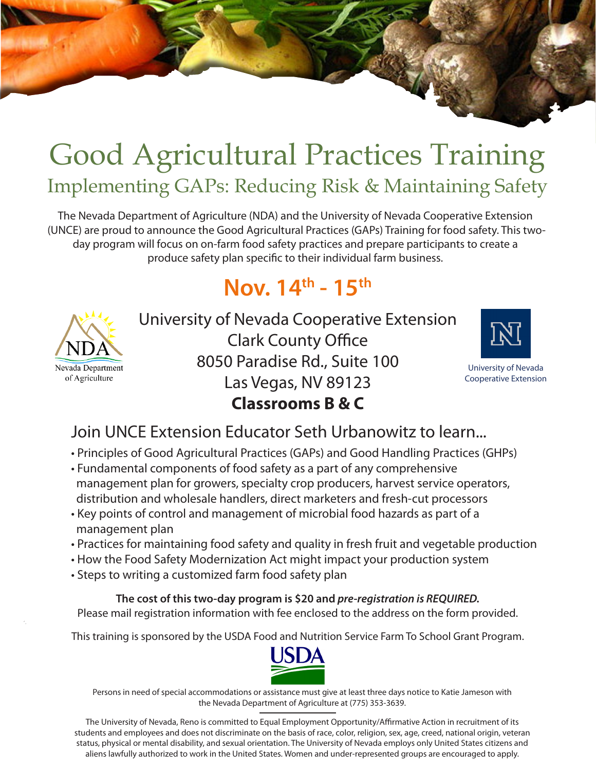# Good Agricultural Practices Training

## Implementing GAPs: Reducing Risk & Maintaining Safety

The Nevada Department of Agriculture (NDA) and the University of Nevada Cooperative Extension (UNCE) are proud to announce the Good Agricultural Practices (GAPs) Training for food safety. This two-day program will focus on on-farm food safety practices and prepare participants to create a produce safety plan specific to their individual farm business.

## Nov. 14th - 15th

NDA
Nevada Department of Agriculture

University of Nevada Cooperative Extension
Clark County Office
8050 Paradise Rd., Suite 100
Las Vegas, NV 89123
**Classrooms B & C**

University of Nevada Cooperative Extension

### Join UNCE Extension Educator Seth Urbanowitz to learn...

- Principles of Good Agricultural Practices (GAPs) and Good Handling Practices (GHPs)
- Fundamental components of food safety as a part of any comprehensive management plan for growers, specialty crop producers, harvest service operators, distribution and wholesale handlers, direct marketers and fresh-cut processors
- Key points of control and management of microbial food hazards as part of a management plan
- Practices for maintaining food safety and quality in fresh fruit and vegetable production
- How the Food Safety Modernization Act might impact your production system
- Steps to writing a customized farm food safety plan

**The cost of this two-day program is $20 and *pre-registration is REQUIRED.***
Please mail registration information with fee enclosed to the address on the form provided.

This training is sponsored by the USDA Food and Nutrition Service Farm To School Grant Program.

USDA

Persons in need of special accommodations or assistance must give at least three days notice to Katie Jameson with the Nevada Department of Agriculture at (775) 353-3639.

The University of Nevada, Reno is committed to Equal Employment Opportunity/Affirmative Action in recruitment of its students and employees and does not discriminate on the basis of race, color, religion, sex, age, creed, national origin, veteran status, physical or mental disability, and sexual orientation. The University of Nevada employs only United States citizens and aliens lawfully authorized to work in the United States. Women and under-represented groups are encouraged to apply.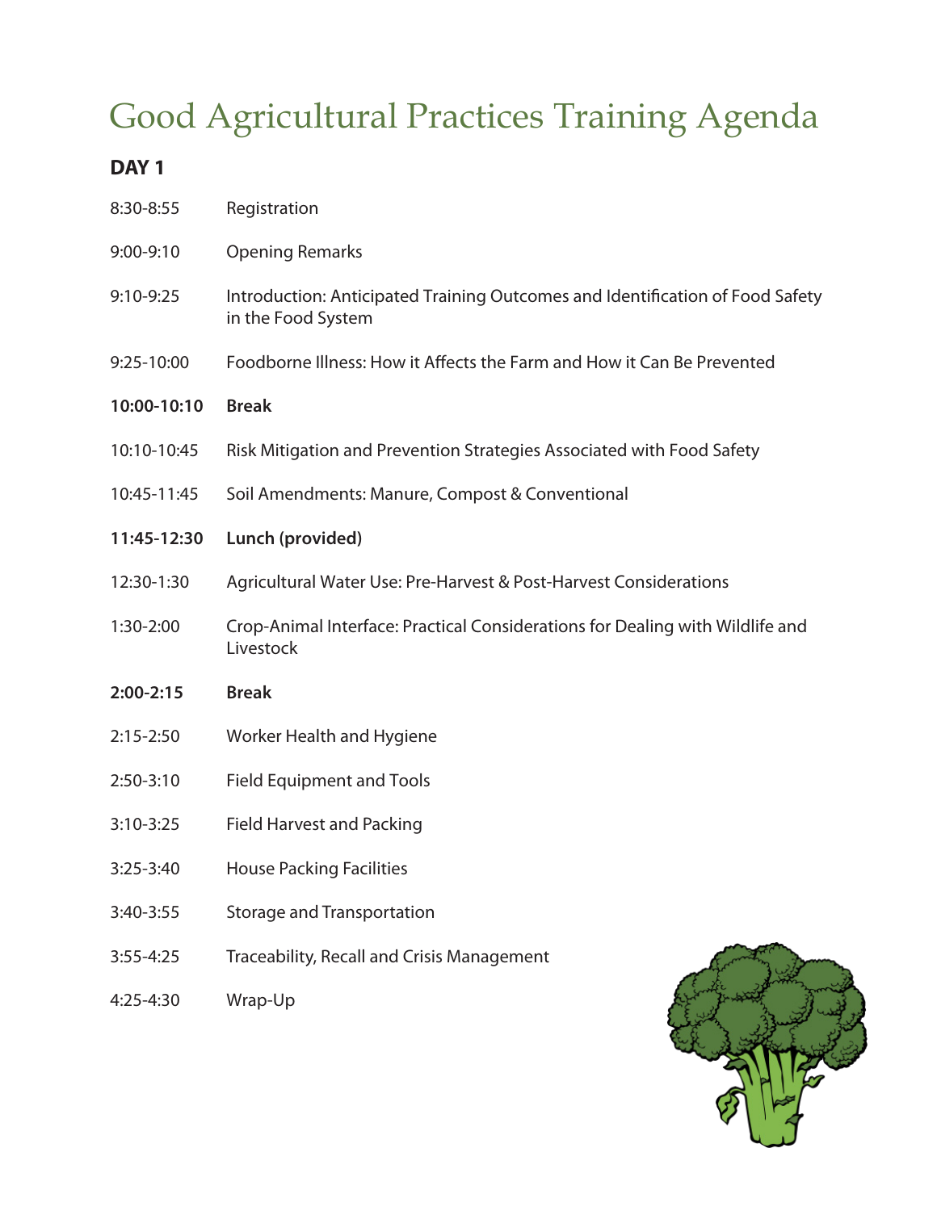# Good Agricultural Practices Training Agenda

## DAY 1

| | |
|---|---|
| 8:30-8:55 | Registration |
| 9:00-9:10 | Opening Remarks |
| 9:10-9:25 | Introduction: Anticipated Training Outcomes and Identification of Food Safety in the Food System |
| 9:25-10:00 | Foodborne Illness: How it Affects the Farm and How it Can Be Prevented |
| **10:00-10:10** | **Break** |
| 10:10-10:45 | Risk Mitigation and Prevention Strategies Associated with Food Safety |
| 10:45-11:45 | Soil Amendments: Manure, Compost & Conventional |
| **11:45-12:30** | **Lunch (provided)** |
| 12:30-1:30 | Agricultural Water Use: Pre-Harvest & Post-Harvest Considerations |
| 1:30-2:00 | Crop-Animal Interface: Practical Considerations for Dealing with Wildlife and Livestock |
| **2:00-2:15** | **Break** |
| 2:15-2:50 | Worker Health and Hygiene |
| 2:50-3:10 | Field Equipment and Tools |
| 3:10-3:25 | Field Harvest and Packing |
| 3:25-3:40 | House Packing Facilities |
| 3:40-3:55 | Storage and Transportation |
| 3:55-4:25 | Traceability, Recall and Crisis Management |
| 4:25-4:30 | Wrap-Up |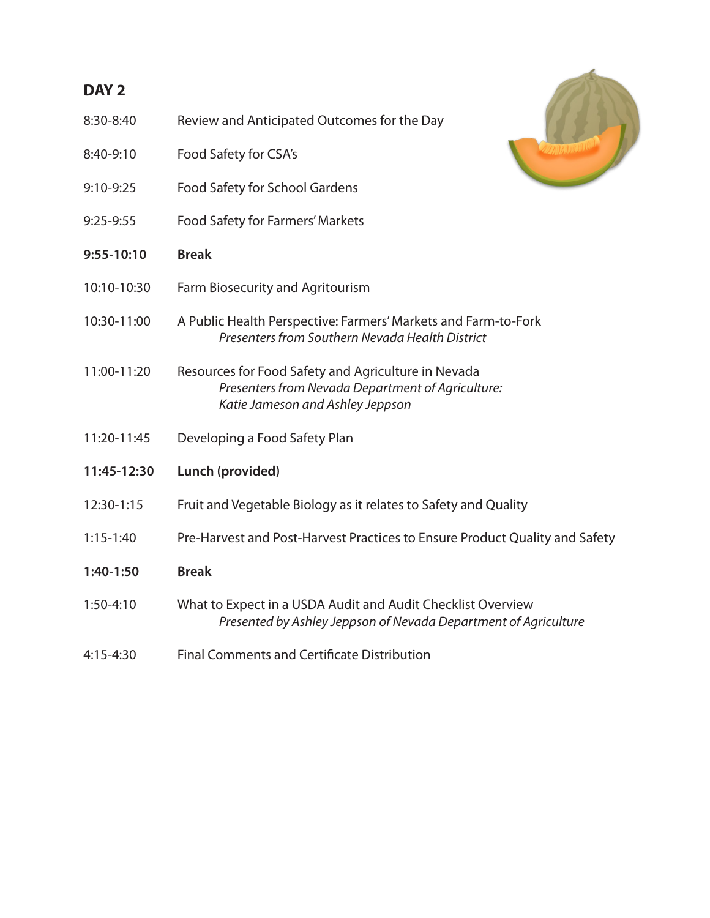## DAY 2

| | |
|---|---|
| 8:30-8:40 | Review and Anticipated Outcomes for the Day |
| 8:40-9:10 | Food Safety for CSA's |
| 9:10-9:25 | Food Safety for School Gardens |
| 9:25-9:55 | Food Safety for Farmers' Markets |
| **9:55-10:10** | **Break** |
| 10:10-10:30 | Farm Biosecurity and Agritourism |
| 10:30-11:00 | A Public Health Perspective: Farmers' Markets and Farm-to-Fork<br>*Presenters from Southern Nevada Health District* |
| 11:00-11:20 | Resources for Food Safety and Agriculture in Nevada<br>*Presenters from Nevada Department of Agriculture: Katie Jameson and Ashley Jeppson* |
| 11:20-11:45 | Developing a Food Safety Plan |
| **11:45-12:30** | **Lunch (provided)** |
| 12:30-1:15 | Fruit and Vegetable Biology as it relates to Safety and Quality |
| 1:15-1:40 | Pre-Harvest and Post-Harvest Practices to Ensure Product Quality and Safety |
| **1:40-1:50** | **Break** |
| 1:50-4:10 | What to Expect in a USDA Audit and Audit Checklist Overview<br>*Presented by Ashley Jeppson of Nevada Department of Agriculture* |
| 4:15-4:30 | Final Comments and Certificate Distribution |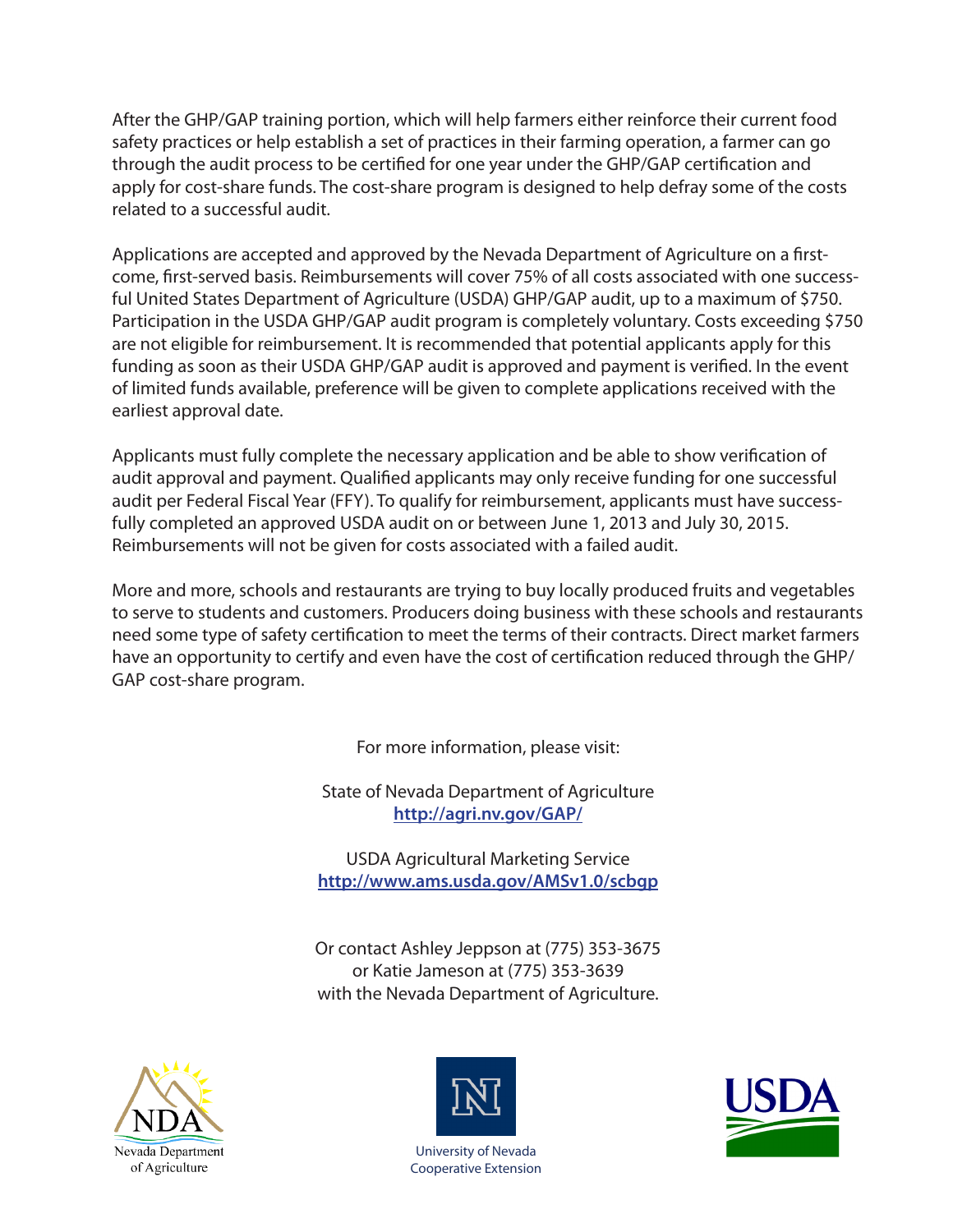After the GHP/GAP training portion, which will help farmers either reinforce their current food safety practices or help establish a set of practices in their farming operation, a farmer can go through the audit process to be certified for one year under the GHP/GAP certification and apply for cost-share funds. The cost-share program is designed to help defray some of the costs related to a successful audit.

Applications are accepted and approved by the Nevada Department of Agriculture on a first-come, first-served basis. Reimbursements will cover 75% of all costs associated with one successful United States Department of Agriculture (USDA) GHP/GAP audit, up to a maximum of $750. Participation in the USDA GHP/GAP audit program is completely voluntary. Costs exceeding $750 are not eligible for reimbursement. It is recommended that potential applicants apply for this funding as soon as their USDA GHP/GAP audit is approved and payment is verified. In the event of limited funds available, preference will be given to complete applications received with the earliest approval date.

Applicants must fully complete the necessary application and be able to show verification of audit approval and payment. Qualified applicants may only receive funding for one successful audit per Federal Fiscal Year (FFY). To qualify for reimbursement, applicants must have successfully completed an approved USDA audit on or between June 1, 2013 and July 30, 2015. Reimbursements will not be given for costs associated with a failed audit.

More and more, schools and restaurants are trying to buy locally produced fruits and vegetables to serve to students and customers. Producers doing business with these schools and restaurants need some type of safety certification to meet the terms of their contracts. Direct market farmers have an opportunity to certify and even have the cost of certification reduced through the GHP/GAP cost-share program.

For more information, please visit:

State of Nevada Department of Agriculture
**http://agri.nv.gov/GAP/**

USDA Agricultural Marketing Service
**http://www.ams.usda.gov/AMSv1.0/scbgp**

Or contact Ashley Jeppson at (775) 353-3675
or Katie Jameson at (775) 353-3639
with the Nevada Department of Agriculture.

NDA
Nevada Department of Agriculture

University of Nevada
Cooperative Extension

USDA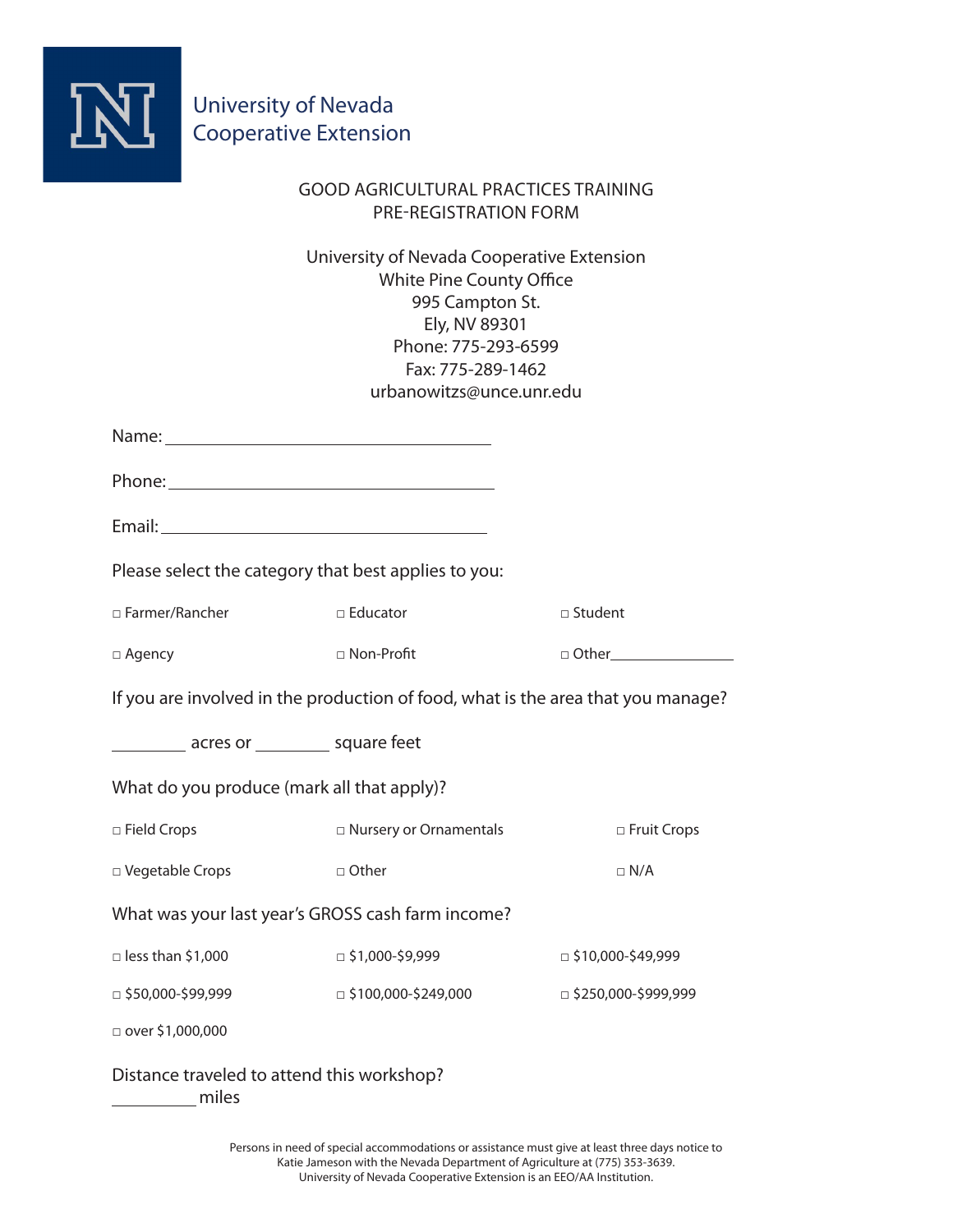University of Nevada
Cooperative Extension

# GOOD AGRICULTURAL PRACTICES TRAINING
# PRE-REGISTRATION FORM

University of Nevada Cooperative Extension
White Pine County Office
995 Campton St.
Ely, NV 89301
Phone: 775-293-6599
Fax: 775-289-1462
urbanowitzs@unce.unr.edu

Name: ______________________________

Phone: ______________________________

Email: ______________________________

Please select the category that best applies to you:

| | | |
|---|---|---|
| □ Farmer/Rancher | □ Educator | □ Student |
| □ Agency | □ Non-Profit | □ Other__________ |

If you are involved in the production of food, what is the area that you manage?

________ acres or ________ square feet

What do you produce (mark all that apply)?

| | | |
|---|---|---|
| □ Field Crops | □ Nursery or Ornamentals | □ Fruit Crops |
| □ Vegetable Crops | □ Other | □ N/A |

What was your last year's GROSS cash farm income?

| | | |
|---|---|---|
| □ less than $1,000 | □ $1,000-$9,999 | □ $10,000-$49,999 |
| □ $50,000-$99,999 | □ $100,000-$249,000 | □ $250,000-$999,999 |
| □ over $1,000,000 | | |

Distance traveled to attend this workshop?
__________ miles

Persons in need of special accommodations or assistance must give at least three days notice to Katie Jameson with the Nevada Department of Agriculture at (775) 353-3639.
University of Nevada Cooperative Extension is an EEO/AA Institution.